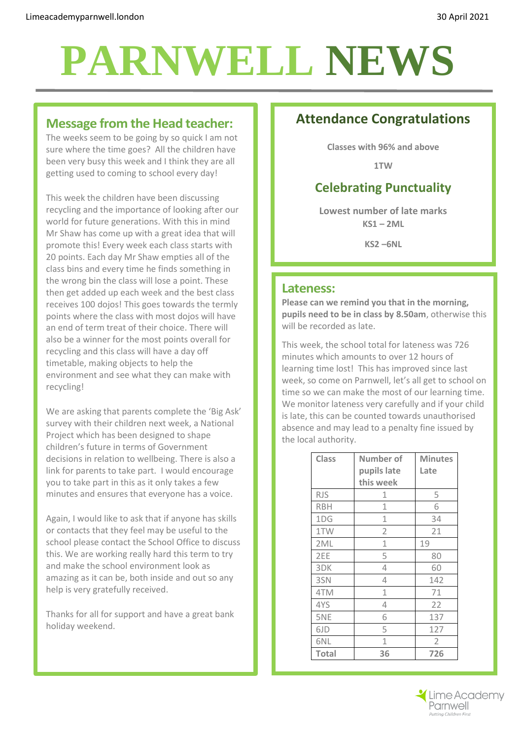Limeacademyparnwell.london

30 April 2021

# PARNWELL NEWS

## Message from the Head teacher:

The weeks seem to be going by so quick I am not sure where the time goes? All the children have been very busy this week and I think they are all getting used to coming to school every day!

This week the children have been discussing recycling and the importance of looking after our world for future generations. With this in mind Mr Shaw has come up with a great idea that will promote this! Every week each class starts with 20 points. Each day Mr Shaw empties all of the class bins and every time he finds something in the wrong bin the class will lose a point. These then get added up each week and the best class receives 100 dojos! This goes towards the termly points where the class with most dojos will have an end of term treat of their choice. There will also be a winner for the most points overall for recycling and this class will have a day off timetable, making objects to help the environment and see what they can make with recycling!

We are asking that parents complete the 'Big Ask' survey with their children next week, a National Project which has been designed to shape children's future in terms of Government decisions in relation to wellbeing. There is also a link for parents to take part. I would encourage you to take part in this as it only takes a few minutes and ensures that everyone has a voice.

Again, I would like to ask that if anyone has skills or contacts that they feel may be useful to the school please contact the School Office to discuss this. We are working really hard this term to try and make the school environment look as amazing as it can be, both inside and out so any help is very gratefully received.

Thanks for all for support and have a great bank holiday weekend.

## Attendance Congratulations

**Classes with 96% and above**

**1TW**

## Celebrating Punctuality

**Lowest number of late marks**

**KS1 – 2ML**

**KS2 –6NL**

## Lateness:

**Please can we remind you that in the morning, pupils need to be in class by 8.50am**, otherwise this will be recorded as late.

This week, the school total for lateness was 726 minutes which amounts to over 12 hours of learning time lost! This has improved since last week, so come on Parnwell, let's all get to school on time so we can make the most of our learning time. We monitor lateness very carefully and if your child is late, this can be counted towards unauthorised absence and may lead to a penalty fine issued by the local authority.

| Class | Number of pupils late this week | Minutes Late |
|---|---|---|
| RJS | 1 | 5 |
| RBH | 1 | 6 |
| 1DG | 1 | 34 |
| 1TW | 2 | 21 |
| 2ML | 1 | 19 |
| 2EE | 5 | 80 |
| 3DK | 4 | 60 |
| 3SN | 4 | 142 |
| 4TM | 1 | 71 |
| 4YS | 4 | 22 |
| 5NE | 6 | 137 |
| 6JD | 5 | 127 |
| 6NL | 1 | 2 |
| **Total** | **36** | **726** |

Lime Academy Parnwell
*Putting Children First*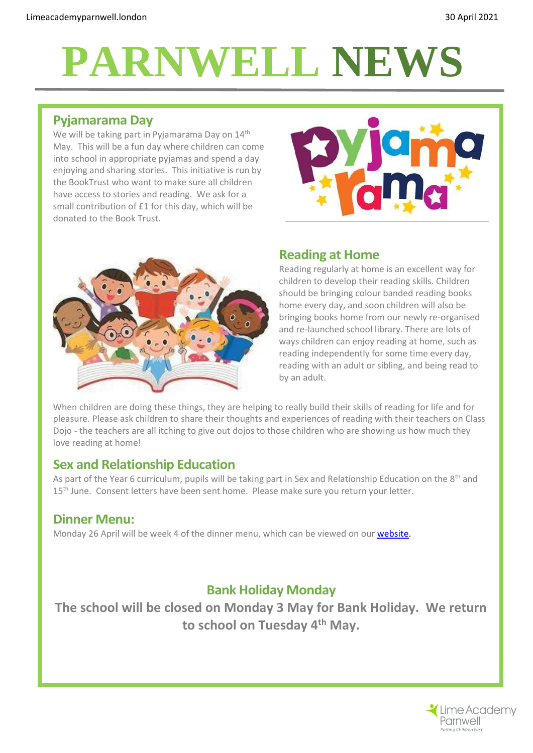# PARNWELL NEWS

## Pyjamarama Day

We will be taking part in Pyjamarama Day on 14th May. This will be a fun day where children can come into school in appropriate pyjamas and spend a day enjoying and sharing stories. This initiative is run by the BookTrust who want to make sure all children have access to stories and reading. We ask for a small contribution of £1 for this day, which will be donated to the Book Trust.

## Reading at Home

Reading regularly at home is an excellent way for children to develop their reading skills. Children should be bringing colour banded reading books home every day, and soon children will also be bringing books home from our newly re-organised and re-launched school library. There are lots of ways children can enjoy reading at home, such as reading independently for some time every day, reading with an adult or sibling, and being read to by an adult.

When children are doing these things, they are helping to really build their skills of reading for life and for pleasure. Please ask children to share their thoughts and experiences of reading with their teachers on Class Dojo - the teachers are all itching to give out dojos to those children who are showing us how much they love reading at home!

## Sex and Relationship Education

As part of the Year 6 curriculum, pupils will be taking part in Sex and Relationship Education on the 8th and 15th June. Consent letters have been sent home. Please make sure you return your letter.

## Dinner Menu:

Monday 26 April will be week 4 of the dinner menu, which can be viewed on our website.

## Bank Holiday Monday

**The school will be closed on Monday 3 May for Bank Holiday. We return to school on Tuesday 4th May.**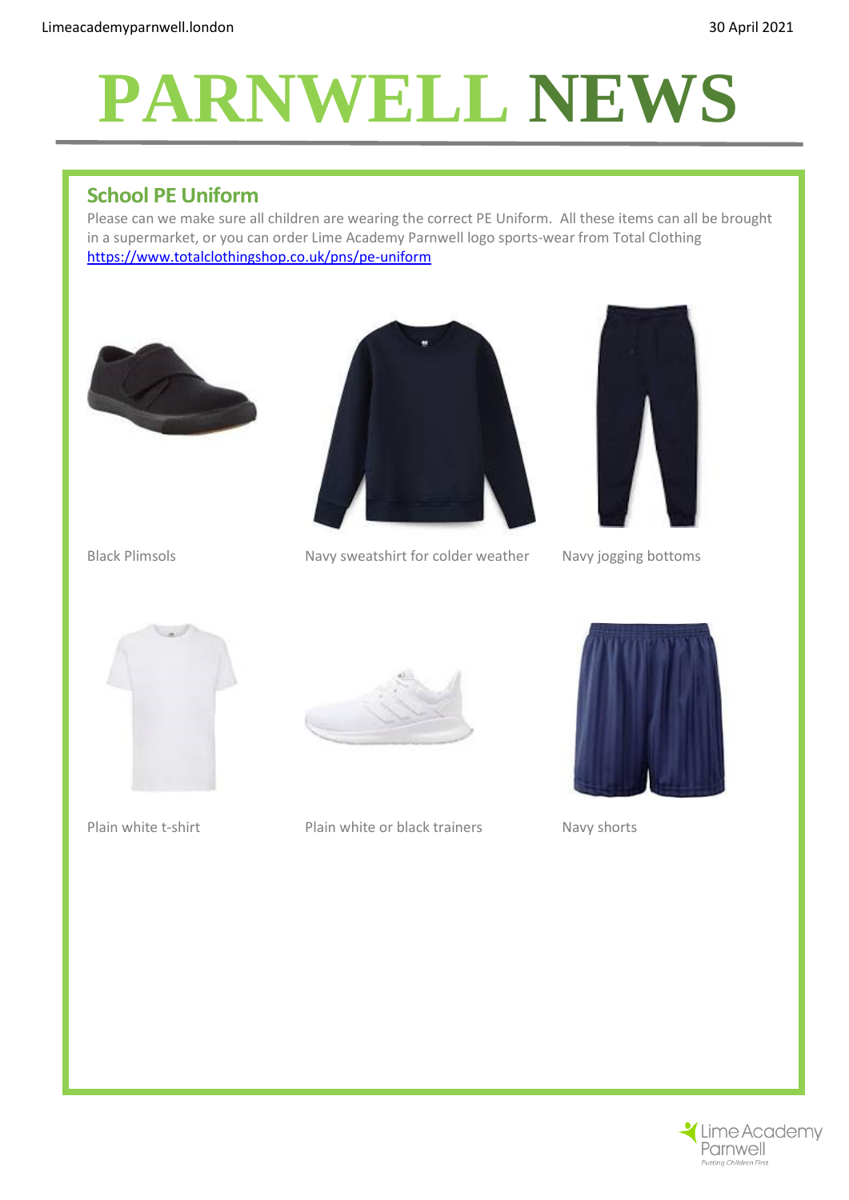# PARNWELL NEWS

## School PE Uniform

Please can we make sure all children are wearing the correct PE Uniform.  All these items can all be brought in a supermarket, or you can order Lime Academy Parnwell logo sports-wear from Total Clothing [https://www.totalclothingshop.co.uk/pns/pe-uniform](https://www.totalclothingshop.co.uk/pns/pe-uniform)

Black Plimsols

Navy sweatshirt for colder weather

Navy jogging bottoms

Plain white t-shirt

Plain white or black trainers

Navy shorts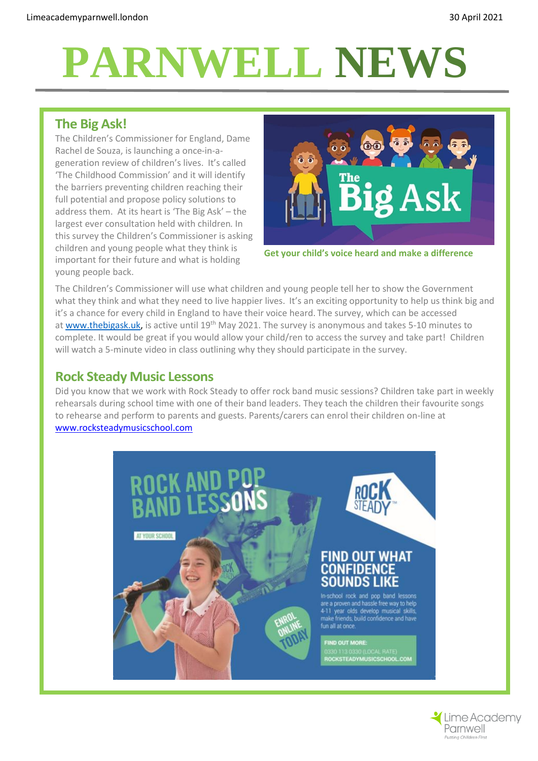# PARNWELL NEWS

## The Big Ask!

The Children's Commissioner for England, Dame Rachel de Souza, is launching a once-in-a-generation review of children's lives. It's called 'The Childhood Commission' and it will identify the barriers preventing children reaching their full potential and propose policy solutions to address them. At its heart is 'The Big Ask' – the largest ever consultation held with children. In this survey the Children's Commissioner is asking children and young people what they think is important for their future and what is holding young people back.

**Get your child's voice heard and make a difference**

The Children's Commissioner will use what children and young people tell her to show the Government what they think and what they need to live happier lives. It's an exciting opportunity to help us think big and it's a chance for every child in England to have their voice heard. The survey, which can be accessed at www.thebigask.uk, is active until 19th May 2021. The survey is anonymous and takes 5-10 minutes to complete. It would be great if you would allow your child/ren to access the survey and take part! Children will watch a 5-minute video in class outlining why they should participate in the survey.

## Rock Steady Music Lessons

Did you know that we work with Rock Steady to offer rock band music sessions? Children take part in weekly rehearsals during school time with one of their band leaders. They teach the children their favourite songs to rehearse and perform to parents and guests. Parents/carers can enrol their children on-line at www.rocksteadymusicschool.com

ROCK AND POP BAND LESSONS

AT YOUR SCHOOL

ROCK STEADY

FIND OUT WHAT CONFIDENCE SOUNDS LIKE

In-school rock and pop band lessons are a proven and hassle free way to help 4-11 year olds develop musical skills, make friends, build confidence and have fun all at once.

ENROL ONLINE TODAY

FIND OUT MORE:
0330 113 0330 (LOCAL RATE)
ROCKSTEADYMUSICSCHOOL.COM